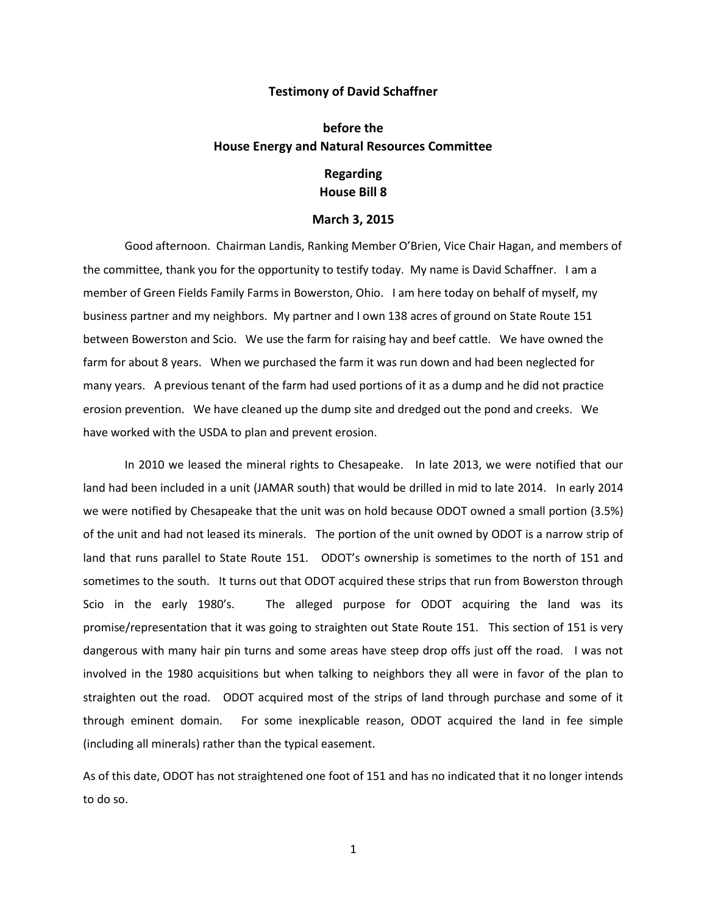**Testimony of David Schaffner**

**before the**
**House Energy and Natural Resources Committee**

**Regarding**
**House Bill 8**

**March 3, 2015**

Good afternoon. Chairman Landis, Ranking Member O'Brien, Vice Chair Hagan, and members of the committee, thank you for the opportunity to testify today. My name is David Schaffner. I am a member of Green Fields Family Farms in Bowerston, Ohio. I am here today on behalf of myself, my business partner and my neighbors. My partner and I own 138 acres of ground on State Route 151 between Bowerston and Scio. We use the farm for raising hay and beef cattle. We have owned the farm for about 8 years. When we purchased the farm it was run down and had been neglected for many years. A previous tenant of the farm had used portions of it as a dump and he did not practice erosion prevention. We have cleaned up the dump site and dredged out the pond and creeks. We have worked with the USDA to plan and prevent erosion.

In 2010 we leased the mineral rights to Chesapeake. In late 2013, we were notified that our land had been included in a unit (JAMAR south) that would be drilled in mid to late 2014. In early 2014 we were notified by Chesapeake that the unit was on hold because ODOT owned a small portion (3.5%) of the unit and had not leased its minerals. The portion of the unit owned by ODOT is a narrow strip of land that runs parallel to State Route 151. ODOT's ownership is sometimes to the north of 151 and sometimes to the south. It turns out that ODOT acquired these strips that run from Bowerston through Scio in the early 1980's. The alleged purpose for ODOT acquiring the land was its promise/representation that it was going to straighten out State Route 151. This section of 151 is very dangerous with many hair pin turns and some areas have steep drop offs just off the road. I was not involved in the 1980 acquisitions but when talking to neighbors they all were in favor of the plan to straighten out the road. ODOT acquired most of the strips of land through purchase and some of it through eminent domain. For some inexplicable reason, ODOT acquired the land in fee simple (including all minerals) rather than the typical easement.

As of this date, ODOT has not straightened one foot of 151 and has no indicated that it no longer intends to do so.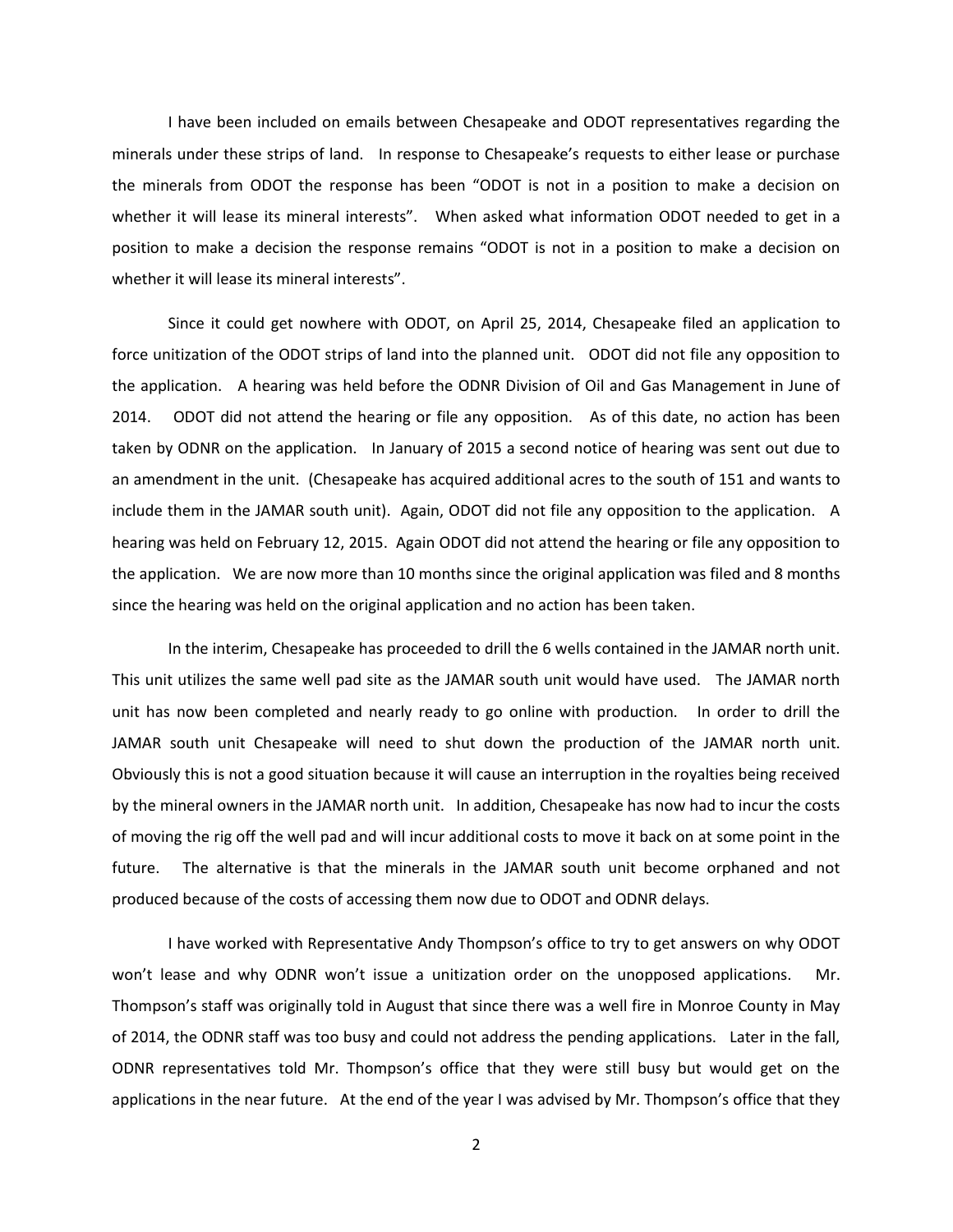I have been included on emails between Chesapeake and ODOT representatives regarding the minerals under these strips of land. In response to Chesapeake's requests to either lease or purchase the minerals from ODOT the response has been "ODOT is not in a position to make a decision on whether it will lease its mineral interests". When asked what information ODOT needed to get in a position to make a decision the response remains "ODOT is not in a position to make a decision on whether it will lease its mineral interests".

Since it could get nowhere with ODOT, on April 25, 2014, Chesapeake filed an application to force unitization of the ODOT strips of land into the planned unit. ODOT did not file any opposition to the application. A hearing was held before the ODNR Division of Oil and Gas Management in June of 2014. ODOT did not attend the hearing or file any opposition. As of this date, no action has been taken by ODNR on the application. In January of 2015 a second notice of hearing was sent out due to an amendment in the unit. (Chesapeake has acquired additional acres to the south of 151 and wants to include them in the JAMAR south unit). Again, ODOT did not file any opposition to the application. A hearing was held on February 12, 2015. Again ODOT did not attend the hearing or file any opposition to the application. We are now more than 10 months since the original application was filed and 8 months since the hearing was held on the original application and no action has been taken.

In the interim, Chesapeake has proceeded to drill the 6 wells contained in the JAMAR north unit. This unit utilizes the same well pad site as the JAMAR south unit would have used. The JAMAR north unit has now been completed and nearly ready to go online with production. In order to drill the JAMAR south unit Chesapeake will need to shut down the production of the JAMAR north unit. Obviously this is not a good situation because it will cause an interruption in the royalties being received by the mineral owners in the JAMAR north unit. In addition, Chesapeake has now had to incur the costs of moving the rig off the well pad and will incur additional costs to move it back on at some point in the future. The alternative is that the minerals in the JAMAR south unit become orphaned and not produced because of the costs of accessing them now due to ODOT and ODNR delays.

I have worked with Representative Andy Thompson's office to try to get answers on why ODOT won't lease and why ODNR won't issue a unitization order on the unopposed applications. Mr. Thompson's staff was originally told in August that since there was a well fire in Monroe County in May of 2014, the ODNR staff was too busy and could not address the pending applications. Later in the fall, ODNR representatives told Mr. Thompson's office that they were still busy but would get on the applications in the near future. At the end of the year I was advised by Mr. Thompson's office that they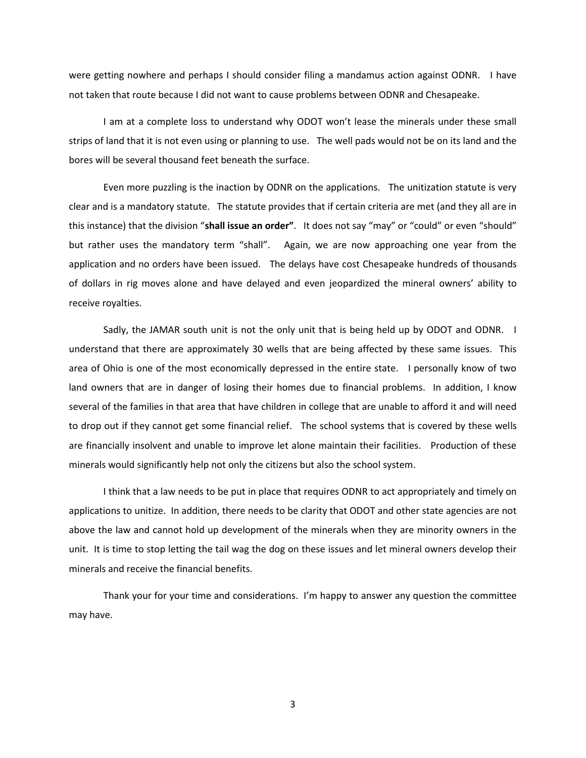were getting nowhere and perhaps I should consider filing a mandamus action against ODNR. I have not taken that route because I did not want to cause problems between ODNR and Chesapeake.

I am at a complete loss to understand why ODOT won't lease the minerals under these small strips of land that it is not even using or planning to use. The well pads would not be on its land and the bores will be several thousand feet beneath the surface.

Even more puzzling is the inaction by ODNR on the applications. The unitization statute is very clear and is a mandatory statute. The statute provides that if certain criteria are met (and they all are in this instance) that the division "**shall issue an order"**. It does not say "may" or "could" or even "should" but rather uses the mandatory term "shall". Again, we are now approaching one year from the application and no orders have been issued. The delays have cost Chesapeake hundreds of thousands of dollars in rig moves alone and have delayed and even jeopardized the mineral owners' ability to receive royalties.

Sadly, the JAMAR south unit is not the only unit that is being held up by ODOT and ODNR. I understand that there are approximately 30 wells that are being affected by these same issues. This area of Ohio is one of the most economically depressed in the entire state. I personally know of two land owners that are in danger of losing their homes due to financial problems. In addition, I know several of the families in that area that have children in college that are unable to afford it and will need to drop out if they cannot get some financial relief. The school systems that is covered by these wells are financially insolvent and unable to improve let alone maintain their facilities. Production of these minerals would significantly help not only the citizens but also the school system.

I think that a law needs to be put in place that requires ODNR to act appropriately and timely on applications to unitize. In addition, there needs to be clarity that ODOT and other state agencies are not above the law and cannot hold up development of the minerals when they are minority owners in the unit. It is time to stop letting the tail wag the dog on these issues and let mineral owners develop their minerals and receive the financial benefits.

Thank your for your time and considerations. I'm happy to answer any question the committee may have.